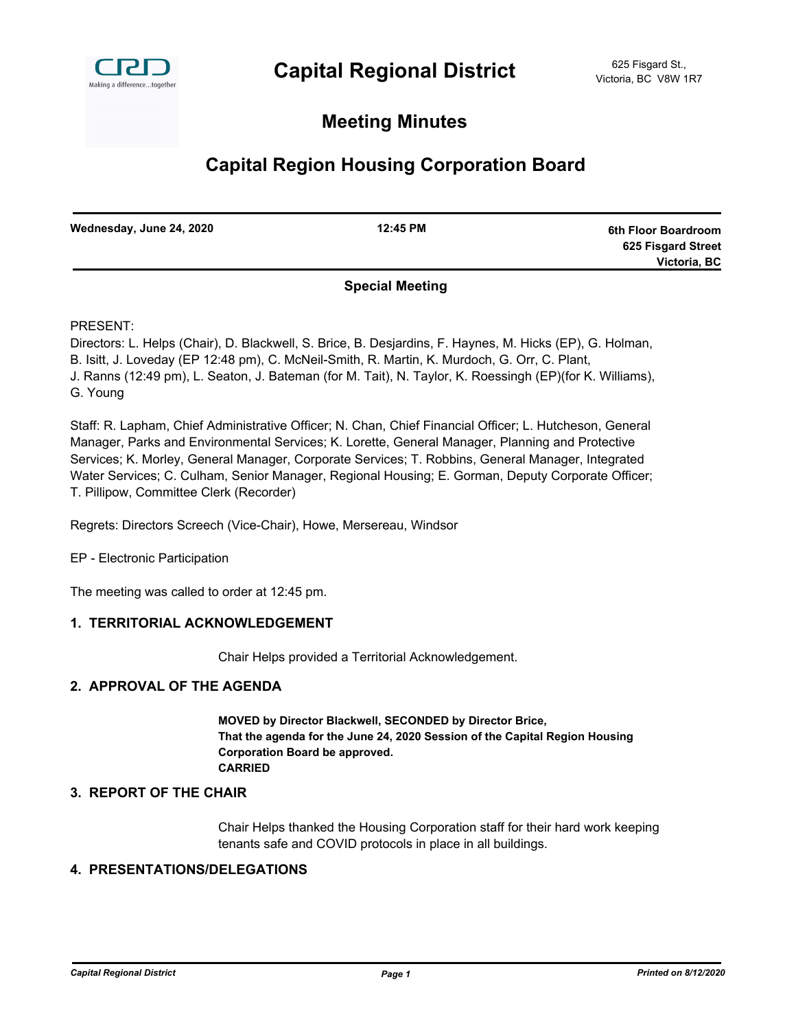# Capital Regional District

625 Fisgard St.,
Victoria, BC V8W 1R7

## Meeting Minutes

## Capital Region Housing Corporation Board

| **Wednesday, June 24, 2020** | **12:45 PM** | **6th Floor Boardroom 625 Fisgard Street Victoria, BC** |
|---|---|---|

**Special Meeting**

PRESENT:

Directors: L. Helps (Chair), D. Blackwell, S. Brice, B. Desjardins, F. Haynes, M. Hicks (EP), G. Holman, B. Isitt, J. Loveday (EP 12:48 pm), C. McNeil-Smith, R. Martin, K. Murdoch, G. Orr, C. Plant, J. Ranns (12:49 pm), L. Seaton, J. Bateman (for M. Tait), N. Taylor, K. Roessingh (EP)(for K. Williams), G. Young

Staff: R. Lapham, Chief Administrative Officer; N. Chan, Chief Financial Officer; L. Hutcheson, General Manager, Parks and Environmental Services; K. Lorette, General Manager, Planning and Protective Services; K. Morley, General Manager, Corporate Services; T. Robbins, General Manager, Integrated Water Services; C. Culham, Senior Manager, Regional Housing; E. Gorman, Deputy Corporate Officer; T. Pillipow, Committee Clerk (Recorder)

Regrets: Directors Screech (Vice-Chair), Howe, Mersereau, Windsor

EP - Electronic Participation

The meeting was called to order at 12:45 pm.

### 1. TERRITORIAL ACKNOWLEDGEMENT

Chair Helps provided a Territorial Acknowledgement.

### 2. APPROVAL OF THE AGENDA

**MOVED by Director Blackwell, SECONDED by Director Brice,**
**That the agenda for the June 24, 2020 Session of the Capital Region Housing Corporation Board be approved.**
**CARRIED**

### 3. REPORT OF THE CHAIR

Chair Helps thanked the Housing Corporation staff for their hard work keeping tenants safe and COVID protocols in place in all buildings.

### 4. PRESENTATIONS/DELEGATIONS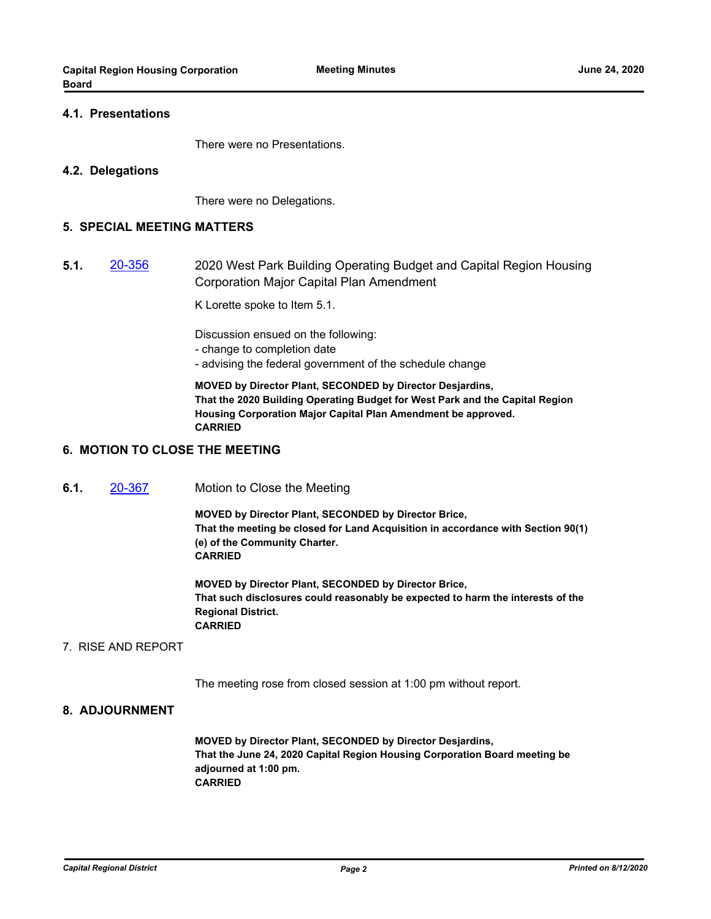### 4.1. Presentations

There were no Presentations.

### 4.2. Delegations

There were no Delegations.

## 5. SPECIAL MEETING MATTERS

**5.1.** 20-356 2020 West Park Building Operating Budget and Capital Region Housing Corporation Major Capital Plan Amendment

K Lorette spoke to Item 5.1.

Discussion ensued on the following:
- change to completion date
- advising the federal government of the schedule change

**MOVED by Director Plant, SECONDED by Director Desjardins,**
**That the 2020 Building Operating Budget for West Park and the Capital Region Housing Corporation Major Capital Plan Amendment be approved.**
**CARRIED**

## 6. MOTION TO CLOSE THE MEETING

**6.1.** 20-367 Motion to Close the Meeting

**MOVED by Director Plant, SECONDED by Director Brice,**
**That the meeting be closed for Land Acquisition in accordance with Section 90(1)(e) of the Community Charter.**
**CARRIED**

**MOVED by Director Plant, SECONDED by Director Brice,**
**That such disclosures could reasonably be expected to harm the interests of the Regional District.**
**CARRIED**

## 7. RISE AND REPORT

The meeting rose from closed session at 1:00 pm without report.

## 8. ADJOURNMENT

**MOVED by Director Plant, SECONDED by Director Desjardins,**
**That the June 24, 2020 Capital Region Housing Corporation Board meeting be adjourned at 1:00 pm.**
**CARRIED**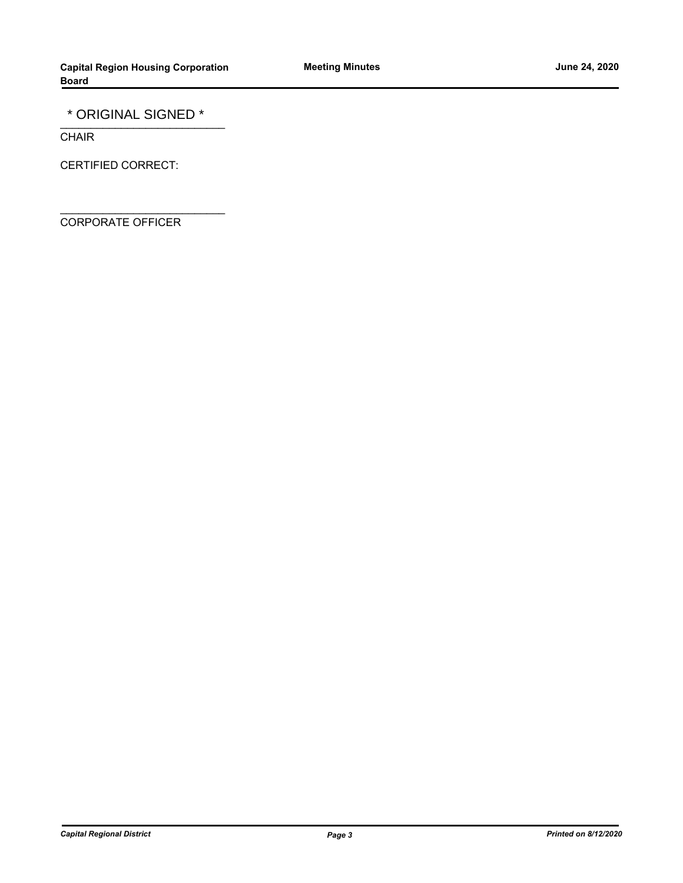\* ORIGINAL SIGNED \*
___________________________

CHAIR

CERTIFIED CORRECT:

___________________________

CORPORATE OFFICER